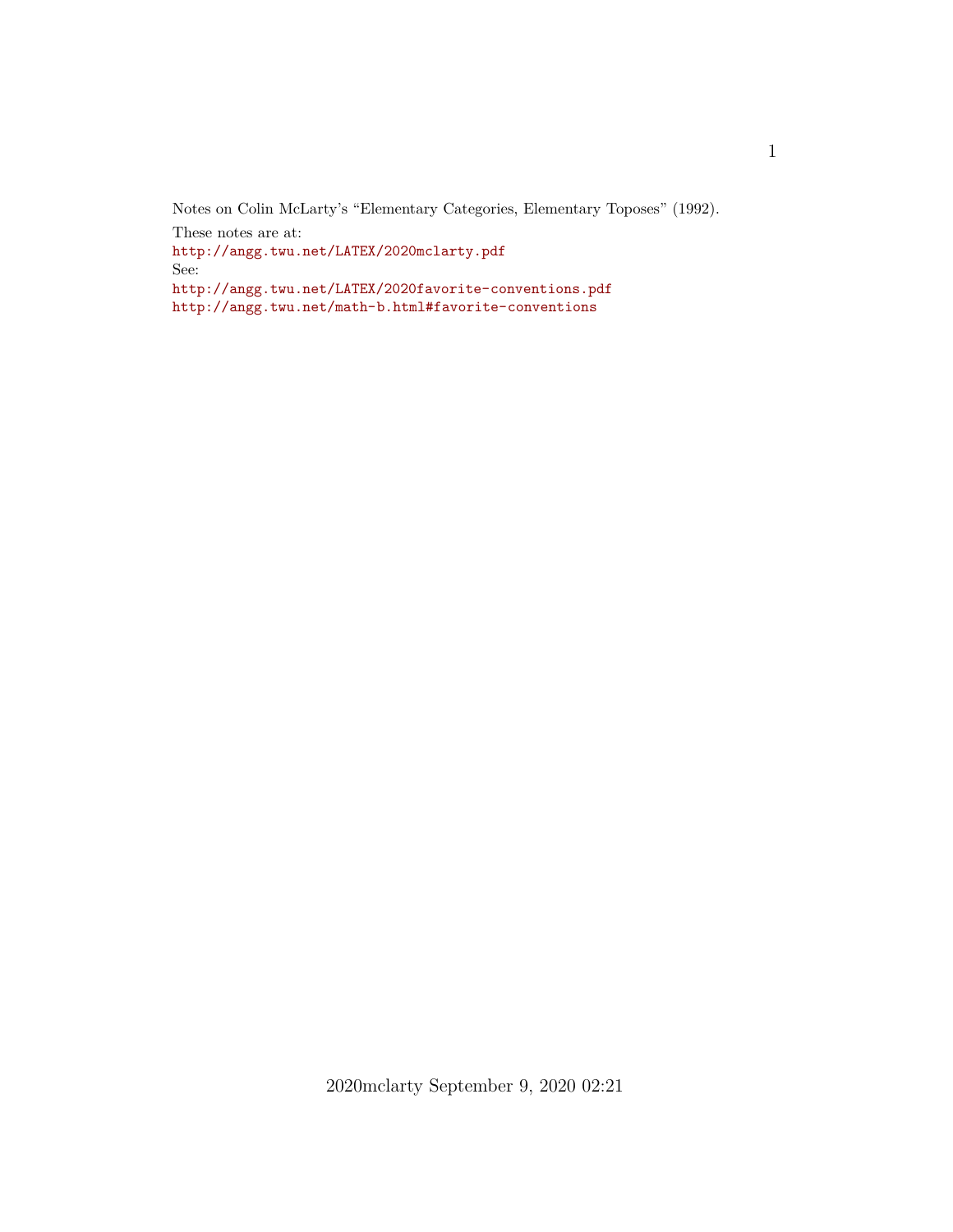Notes on Colin McLarty's "Elementary Categories, Elementary Toposes" (1992).

These notes are at:
http://angg.twu.net/LATEX/2020mclarty.pdf
See:
http://angg.twu.net/LATEX/2020favorite-conventions.pdf
http://angg.twu.net/math-b.html#favorite-conventions

2020mclarty September 9, 2020 02:21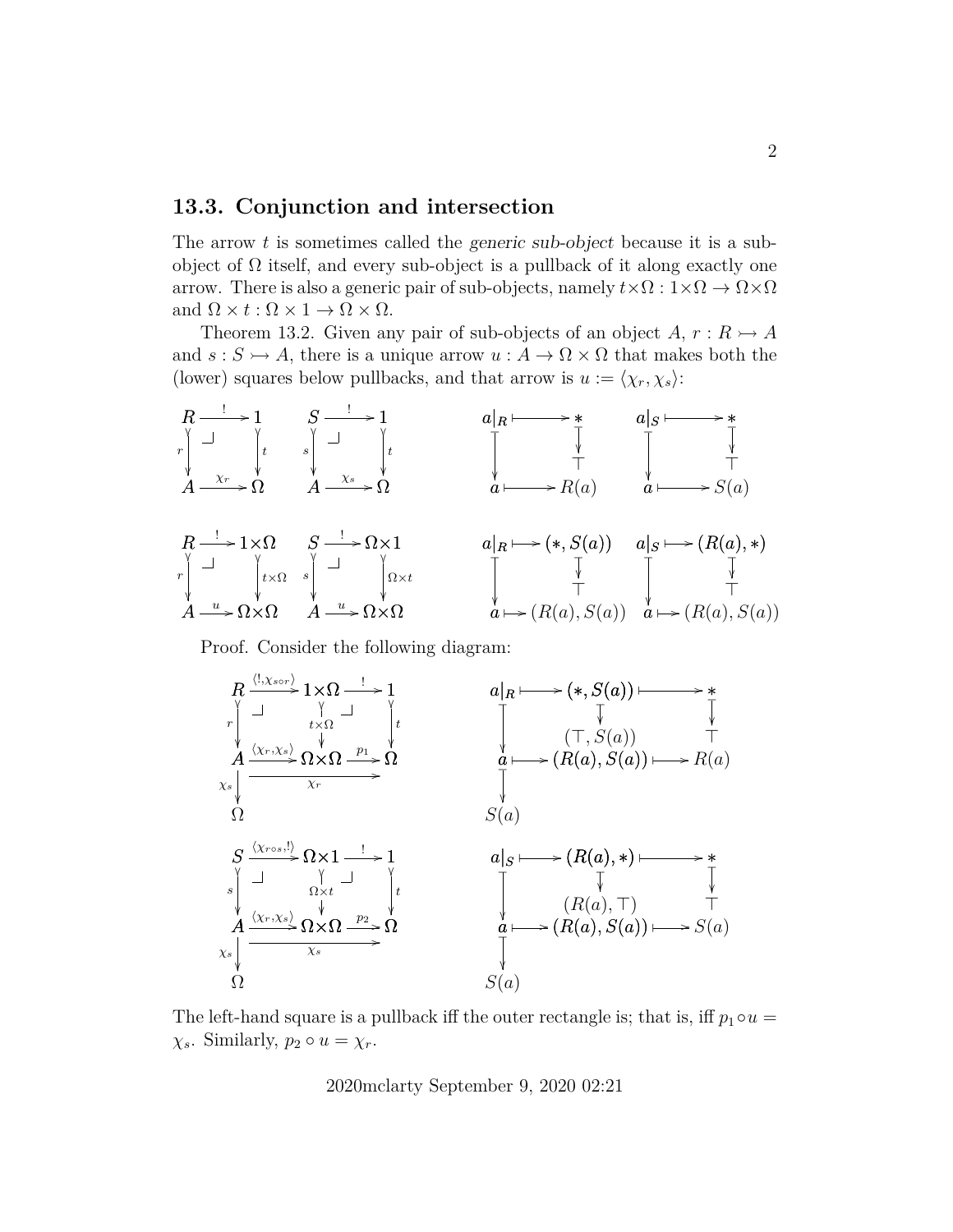## 13.3. Conjunction and intersection

The arrow $t$ is sometimes called the *generic sub-object* because it is a sub-object of $\Omega$ itself, and every sub-object is a pullback of it along exactly one arrow. There is also a generic pair of sub-objects, namely $t{\times}\Omega : 1{\times}\Omega \to \Omega{\times}\Omega$ and $\Omega \times t : \Omega \times 1 \to \Omega \times \Omega$.

Theorem 13.2. Given any pair of sub-objects of an object $A$, $r : R \rightarrowtail A$ and $s : S \rightarrowtail A$, there is a unique arrow $u : A \to \Omega \times \Omega$ that makes both the (lower) squares below pullbacks, and that arrow is $u := \langle \chi_r, \chi_s \rangle$:

$$
\begin{array}{ccc}
R & \xrightarrow{\;!\;} & 1 \\
{\scriptstyle r}\downarrow & \lrcorner & \downarrow{\scriptstyle t} \\
A & \xrightarrow{\chi_r} & \Omega
\end{array}
\qquad
\begin{array}{ccc}
S & \xrightarrow{\;!\;} & 1 \\
{\scriptstyle s}\downarrow & \lrcorner & \downarrow{\scriptstyle t} \\
A & \xrightarrow{\chi_s} & \Omega
\end{array}
\qquad
\begin{array}{ccc}
a|_R & \longmapsto & * \\
\downarrow & & \downarrow \\
 & & \top \\
a & \longmapsto & R(a)
\end{array}
\qquad
\begin{array}{ccc}
a|_S & \longmapsto & * \\
\downarrow & & \downarrow \\
 & & \top \\
a & \longmapsto & S(a)
\end{array}
$$

$$
\begin{array}{ccc}
R & \xrightarrow{\;!\;} & 1{\times}\Omega \\
{\scriptstyle r}\downarrow & \lrcorner & \downarrow{\scriptstyle t\times\Omega} \\
A & \xrightarrow{u} & \Omega{\times}\Omega
\end{array}
\qquad
\begin{array}{ccc}
S & \xrightarrow{\;!\;} & \Omega{\times}1 \\
{\scriptstyle s}\downarrow & \lrcorner & \downarrow{\scriptstyle \Omega\times t} \\
A & \xrightarrow{u} & \Omega{\times}\Omega
\end{array}
\qquad
\begin{array}{ccc}
a|_R & \longmapsto & (*, S(a)) \\
\downarrow & & \downarrow \\
 & & \top \\
a & \longmapsto & (R(a), S(a))
\end{array}
\qquad
\begin{array}{ccc}
a|_S & \longmapsto & (R(a), *) \\
\downarrow & & \downarrow \\
 & & \top \\
a & \longmapsto & (R(a), S(a))
\end{array}
$$

Proof. Consider the following diagram:

$$
\begin{array}{ccccc}
R & \xrightarrow{\langle !, \chi_s \circ r\rangle} & 1{\times}\Omega & \xrightarrow{\;!\;} & 1 \\
{\scriptstyle r}\downarrow & \lrcorner & \downarrow{\scriptstyle t\times\Omega} & \lrcorner & \downarrow{\scriptstyle t} \\
A & \xrightarrow{\langle \chi_r, \chi_s\rangle} & \Omega{\times}\Omega & \xrightarrow{p_1} & \Omega \\
{\scriptstyle \chi_s}\downarrow & & \xrightarrow[\chi_r]{} & & \\
\Omega & & & &
\end{array}
\qquad
\begin{array}{ccccc}
a|_R & \longmapsto & (*, S(a)) & \longmapsto & * \\
\downarrow & & \downarrow & & \downarrow \\
 & & (\top, S(a)) & & \top \\
a & \longmapsto & (R(a), S(a)) & \longmapsto & R(a) \\
\downarrow & & & & \\
S(a) & & & &
\end{array}
$$

$$
\begin{array}{ccccc}
S & \xrightarrow{\langle \chi_r \circ s, !\rangle} & \Omega{\times}1 & \xrightarrow{\;!\;} & 1 \\
{\scriptstyle s}\downarrow & \lrcorner & \downarrow{\scriptstyle \Omega\times t} & \lrcorner & \downarrow{\scriptstyle t} \\
A & \xrightarrow{\langle \chi_r, \chi_s\rangle} & \Omega{\times}\Omega & \xrightarrow{p_2} & \Omega \\
{\scriptstyle \chi_s}\downarrow & & \xrightarrow[\chi_s]{} & & \\
\Omega & & & &
\end{array}
\qquad
\begin{array}{ccccc}
a|_S & \longmapsto & (R(a), *) & \longmapsto & * \\
\downarrow & & \downarrow & & \downarrow \\
 & & (R(a), \top) & & \top \\
a & \longmapsto & (R(a), S(a)) & \longmapsto & S(a) \\
\downarrow & & & & \\
S(a) & & & &
\end{array}
$$

The left-hand square is a pullback iff the outer rectangle is; that is, iff $p_1 \circ u = \chi_s$. Similarly, $p_2 \circ u = \chi_r$.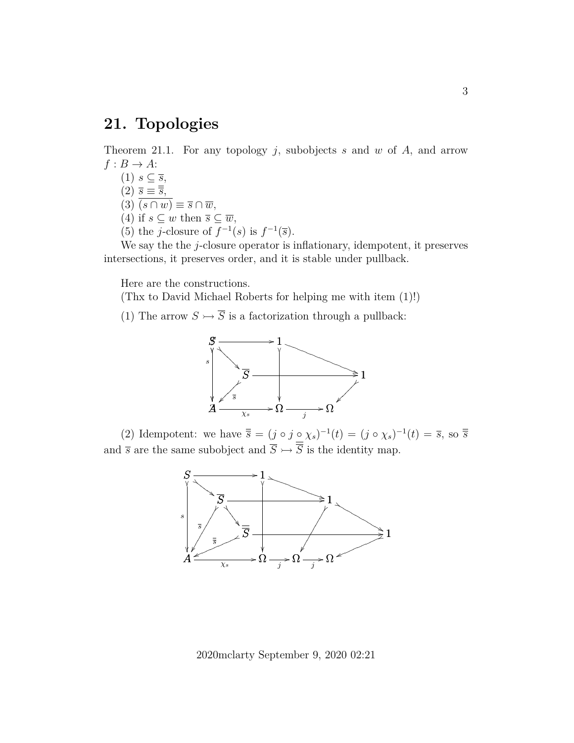## 21. Topologies

Theorem 21.1. For any topology $j$, subobjects $s$ and $w$ of $A$, and arrow $f : B \to A$:

(1) $s \subseteq \overline{s}$,

(2) $\overline{s} \equiv \overline{\overline{s}}$,

(3) $\overline{(s \cap w)} \equiv \overline{s} \cap \overline{w}$,

(4) if $s \subseteq w$ then $\overline{s} \subseteq \overline{w}$,

(5) the $j$-closure of $f^{-1}(s)$ is $f^{-1}(\overline{s})$.

We say the the $j$-closure operator is inflationary, idempotent, it preserves intersections, it preserves order, and it is stable under pullback.

Here are the constructions.

(Thx to David Michael Roberts for helping me with item (1)!)

(1) The arrow $S \rightarrowtail \overline{S}$ is a factorization through a pullback:

(2) Idempotent: we have $\overline{\overline{s}} = (j \circ j \circ \chi_s)^{-1}(t) = (j \circ \chi_s)^{-1}(t) = \overline{s}$, so $\overline{\overline{s}}$ and $\overline{s}$ are the same subobject and $\overline{S} \rightarrowtail \overline{\overline{S}}$ is the identity map.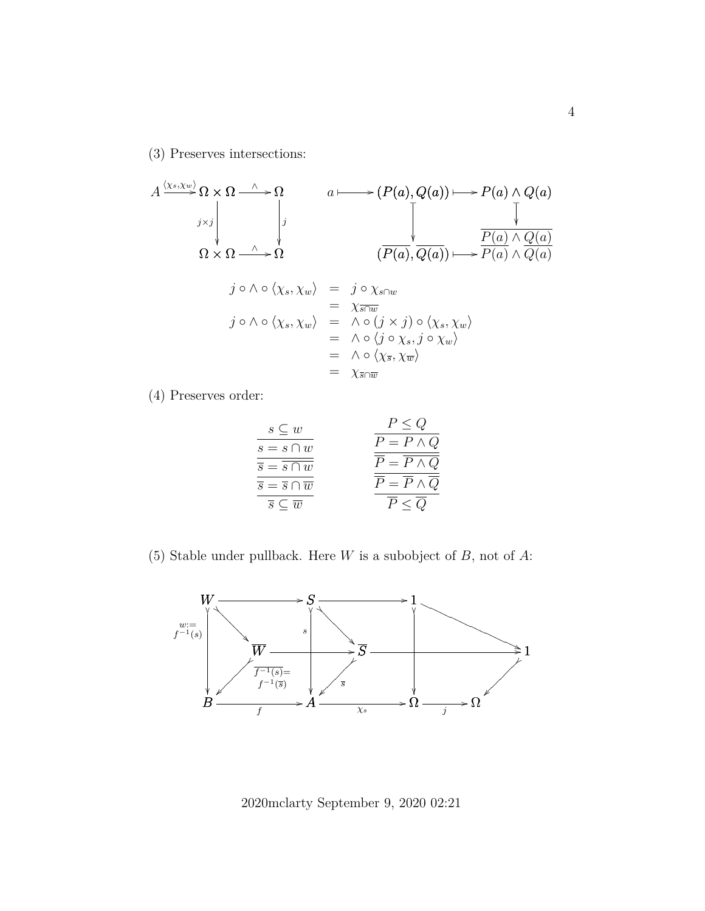(3) Preserves intersections:

$$
\begin{array}{ccccc}
A \xrightarrow{\langle \chi_s, \chi_w \rangle} & \Omega \times \Omega & \xrightarrow{\wedge} & \Omega \\
& \downarrow{\scriptstyle j \times j} & & \downarrow{\scriptstyle j} \\
& \Omega \times \Omega & \xrightarrow{\wedge} & \Omega
\end{array}
\qquad
\begin{array}{ccccc}
a \longmapsto & (P(a), Q(a)) & \longmapsto & P(a) \wedge Q(a) \\
& \downarrow & & \downarrow \\
& (\overline{P(a)}, \overline{Q(a)}) & \longmapsto & \overline{P(a)} \wedge \overline{Q(a)}
\end{array}
$$

$$
\begin{array}{rcl}
j \circ \wedge \circ \langle \chi_s, \chi_w \rangle & = & j \circ \chi_{s \cap w} \\
& = & \chi_{\overline{s \cap w}} \\
j \circ \wedge \circ \langle \chi_s, \chi_w \rangle & = & \wedge \circ (j \times j) \circ \langle \chi_s, \chi_w \rangle \\
& = & \wedge \circ \langle j \circ \chi_s, j \circ \chi_w \rangle \\
& = & \wedge \circ \langle \chi_{\overline{s}}, \chi_{\overline{w}} \rangle \\
& = & \chi_{\overline{s} \cap \overline{w}}
\end{array}
$$

(4) Preserves order:

$$
\frac{\dfrac{\dfrac{\dfrac{s \subseteq w}{s = s \cap w}}{\overline{s} = \overline{s \cap w}}}{\overline{s} = \overline{s} \cap \overline{w}}}{\overline{s} \subseteq \overline{w}}
\qquad
\frac{\dfrac{\dfrac{\dfrac{P \leq Q}{P = P \wedge Q}}{\overline{P} = \overline{P \wedge Q}}}{\overline{P} = \overline{P} \wedge \overline{Q}}}{\overline{P} \leq \overline{Q}}
$$

(5) Stable under pullback. Here $W$ is a subobject of $B$, not of $A$:

$$
\begin{array}{ccccccc}
W & \longrightarrow & S & \longrightarrow & 1 & & \\
& \searrow & & \searrow & & \searrow & \\
{\scriptstyle w := f^{-1}(s)} \downarrow & \overline{W} & \xrightarrow{\quad} \;{\scriptstyle s}\downarrow & \overline{S} & \longrightarrow \downarrow & & 1 \\
& \swarrow {\scriptstyle \overline{f^{-1}(s)} = f^{-1}(\overline{s})} & & \swarrow {\scriptstyle \overline{s}} & & \swarrow & \\
B & \xrightarrow{f} & A & \xrightarrow{\chi_s} & \Omega & \xrightarrow{j} & \Omega
\end{array}
$$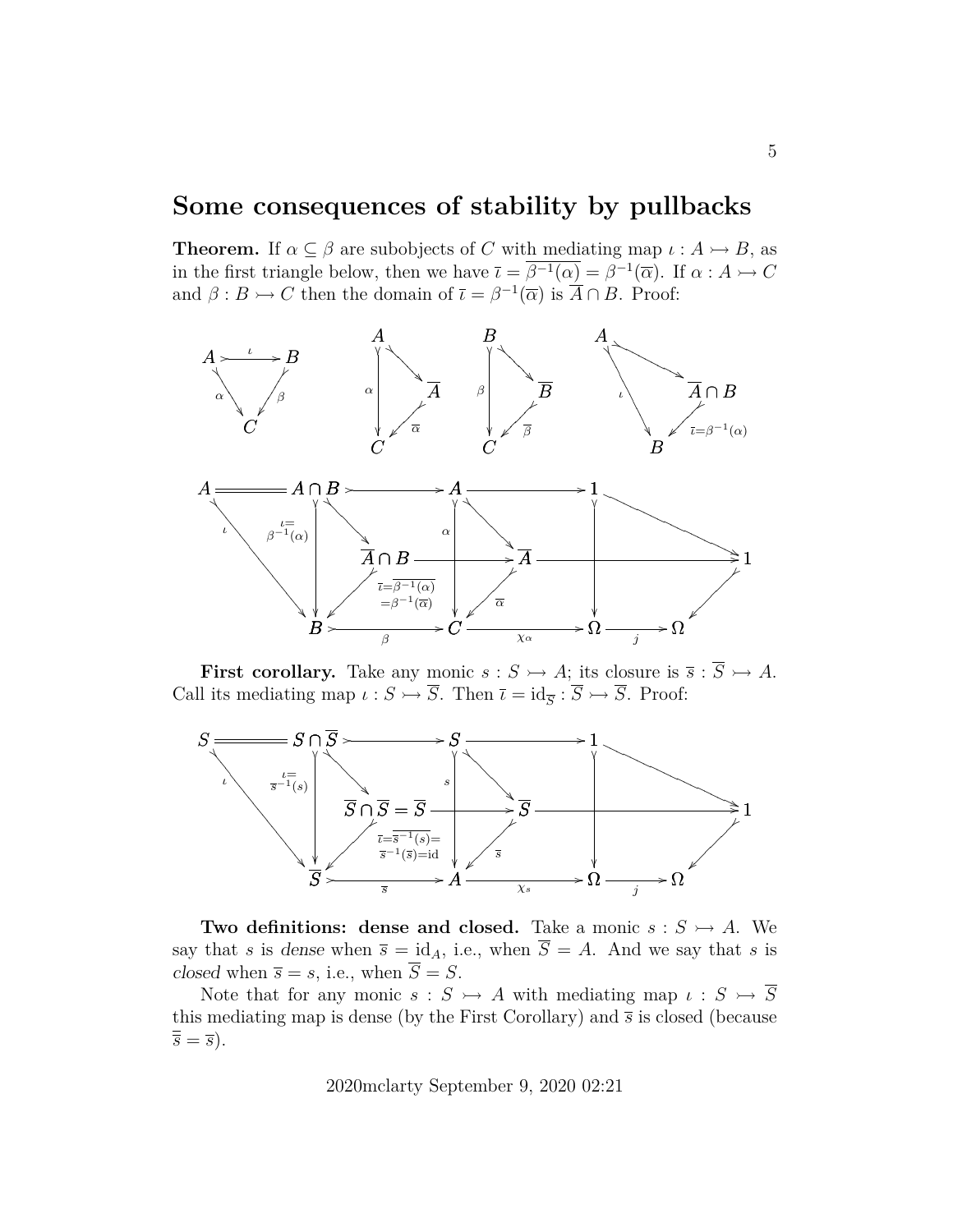## Some consequences of stability by pullbacks

**Theorem.** If $\alpha \subseteq \beta$ are subobjects of $C$ with mediating map $\iota : A \rightarrowtail B$, as in the first triangle below, then we have $\overline{\iota} = \overline{\beta^{-1}(\alpha)} = \beta^{-1}(\overline{\alpha})$. If $\alpha : A \rightarrowtail C$ and $\beta : B \rightarrowtail C$ then the domain of $\overline{\iota} = \beta^{-1}(\overline{\alpha})$ is $\overline{A} \cap B$. Proof:

**First corollary.** Take any monic $s : S \rightarrowtail A$; its closure is $\overline{s} : \overline{S} \rightarrowtail A$. Call its mediating map $\iota : S \rightarrowtail \overline{S}$. Then $\overline{\iota} = \mathrm{id}_{\overline{S}} : \overline{S} \rightarrowtail \overline{S}$. Proof:

**Two definitions: dense and closed.** Take a monic $s : S \rightarrowtail A$. We say that $s$ is *dense* when $\overline{s} = \mathrm{id}_A$, i.e., when $\overline{S} = A$. And we say that $s$ is *closed* when $\overline{s} = s$, i.e., when $\overline{S} = S$.

Note that for any monic $s : S \rightarrowtail A$ with mediating map $\iota : S \rightarrowtail \overline{S}$ this mediating map is dense (by the First Corollary) and $\overline{s}$ is closed (because $\overline{\overline{s}} = \overline{s}$).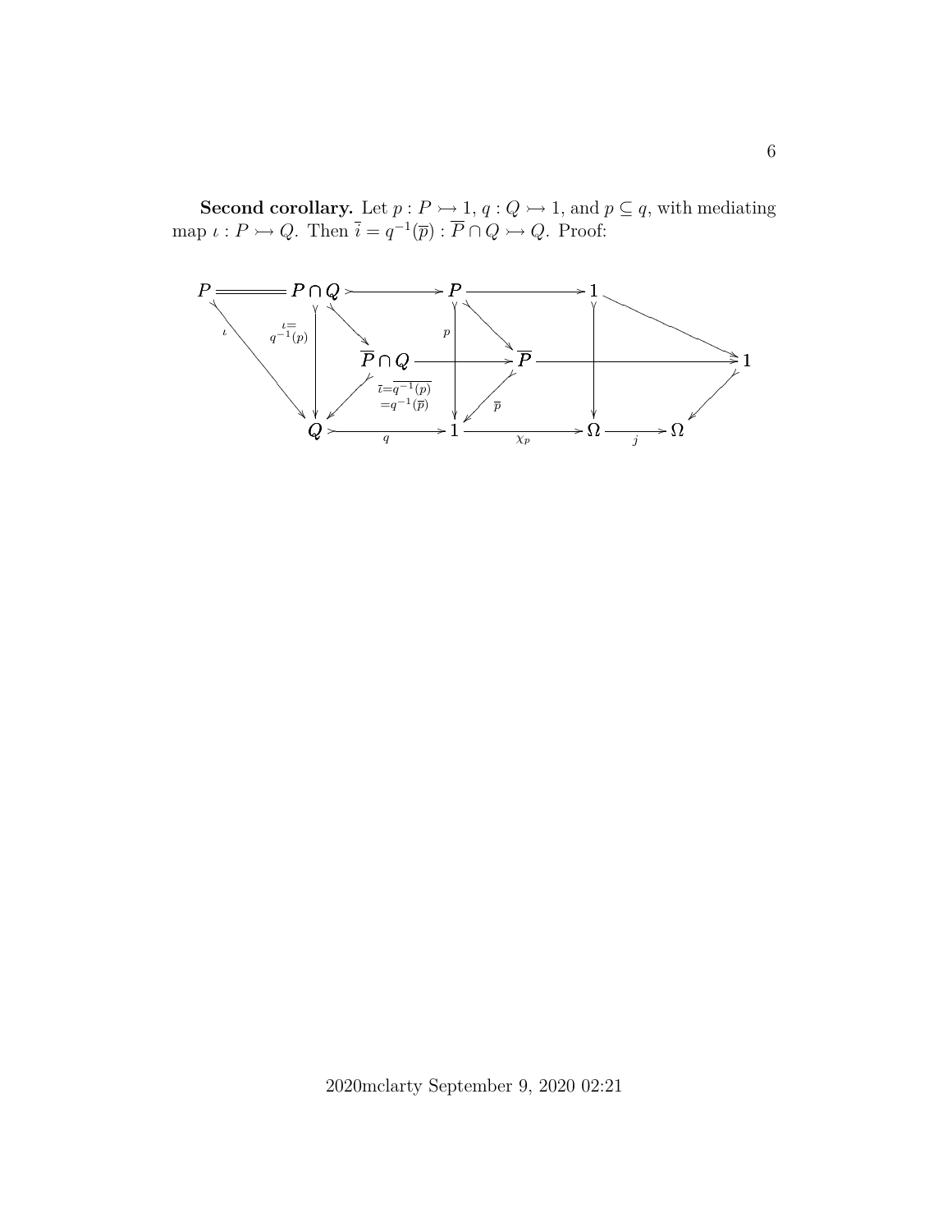**Second corollary.** Let $p : P \rightarrowtail 1$, $q : Q \rightarrowtail 1$, and $p \subseteq q$, with mediating map $\iota : P \rightarrowtail Q$. Then $\overline{i} = q^{-1}(\overline{p}) : \overline{P} \cap Q \rightarrowtail Q$. Proof:

$P$

$P \cap Q$

$P$

$1$

$\overline{P} \cap Q$

$\overline{P}$

$1$

$Q$

$1$

$\Omega$

$\Omega$

$\iota$

$\iota = q^{-1}(p)$

$p$

$\overline{\iota} = \overline{q^{-1}(p)} = q^{-1}(\overline{p})$

$\overline{p}$

$q$

$\chi_p$

$j$